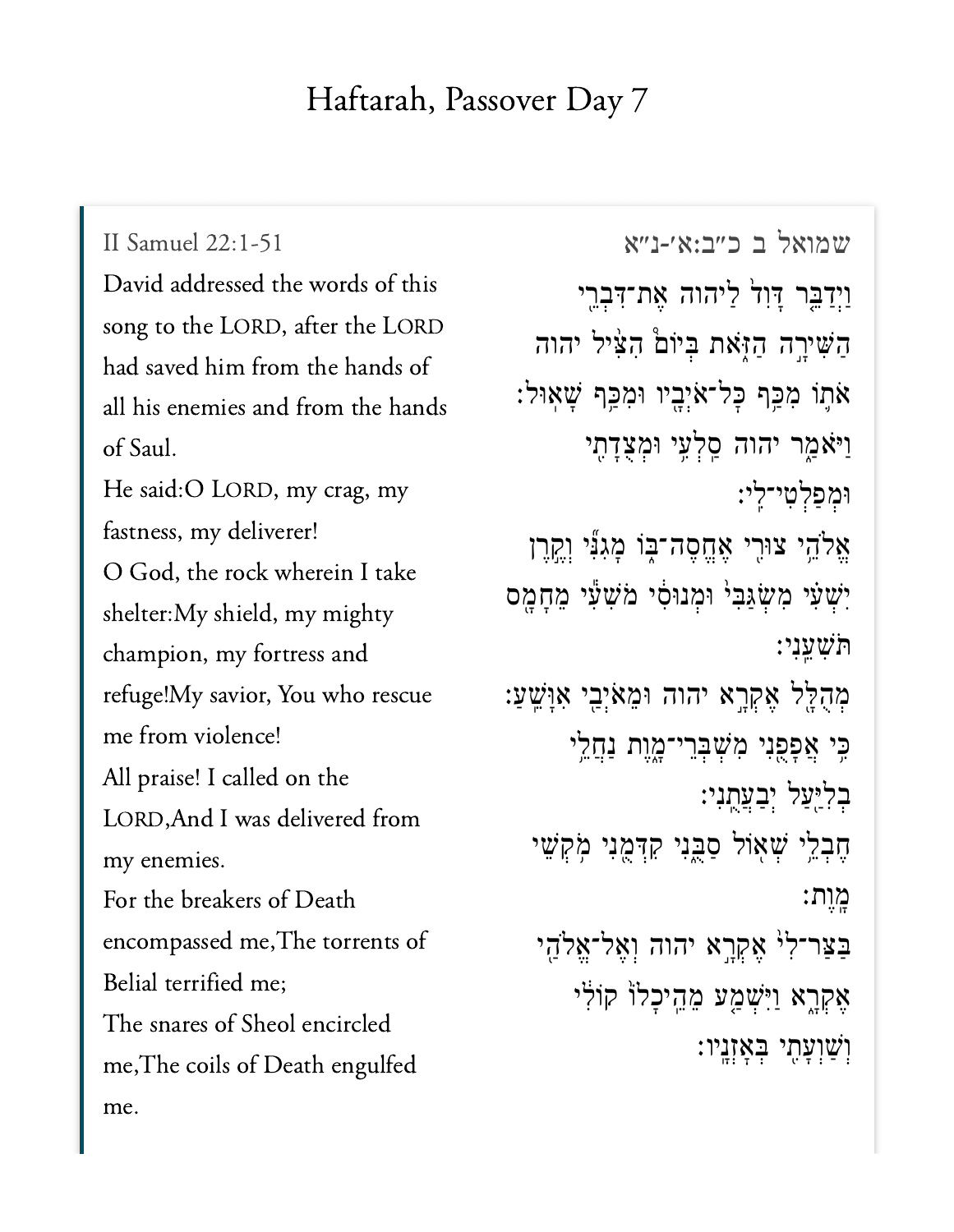# Haftarah, Passover Day 7

II Samuel 22:1-51

David addressed the words of this song to the LORD, after the LORD had saved him from the hands of all his enemies and from the hands of Saul.

He said:O LORD, my crag, my fastness, my deliverer!

O God, the rock wherein I take shelter:My shield, my mighty champion, my fortress and refuge!My savior, You who rescue me from violence!

All praise! I called on the LORD,And I was delivered from my enemies.

For the breakers of Death encompassed me,The torrents of Belial terrified me;

The snares of Sheol encircled me,The coils of Death engulfed me.

שמואל ב כ״ב:א׳-נ״א

וַיְדַבֵּ֤ר דָּוִד֙ לַֽיהוָ֔ה אֶת־דִּבְרֵ֖י הַשִּׁירָ֣ה הַזֹּ֑את בְּיוֹם֩ הִצִּ֨יל יהוה אֹת֛וֹ מִכַּ֥ף כָּל־אֹיְבָ֖יו וּמִכַּ֥ף שָׁאֽוּל׃

וַיֹּאמַ֑ר יהוה סַֽלְעִ֛י וּמְצֻדָתִ֖י וּמְפַלְטִי־לִֽי׃

אֱלֹהֵ֥י צוּרִ֖י אֶֽחֱסֶה־בּ֑וֹ מָגִנִּ֞י וְקֶ֣רֶן יִשְׁעִ֗י מִשְׂגַּבִּי֙ וּמְנוּסִ֔י מֹשִׁעִ֕י מֵחָמָ֖ס תֹּשִׁעֵֽנִי׃

מְהֻלָּ֖ל אֶקְרָ֣א יהוה וּמֵאֹיְבַ֖י אִוָּשֵֽׁעַ׃

כִּ֥י אֲפָפֻ֖נִי מִשְׁבְּרֵי־מָ֑וֶת נַחֲלֵ֥י בְלִיַּ֖עַל יְבַעֲתֻֽנִי׃

חֶבְלֵ֥י שְׁא֖וֹל סַבֻּ֑נִי קִדְּמֻ֖נִי מֹ֥קְשֵׁי מָֽוֶת׃

בַּצַּר־לִי֙ אֶקְרָ֣א יהוה וְאֶל־אֱלֹהַ֖י אֶקְרָ֑א וַיִּשְׁמַ֤ע מֵהֵיכָלוֹ֙ קוֹלִ֔י וְשַׁוְעָתִ֖י בְּאָזְנָֽיו׃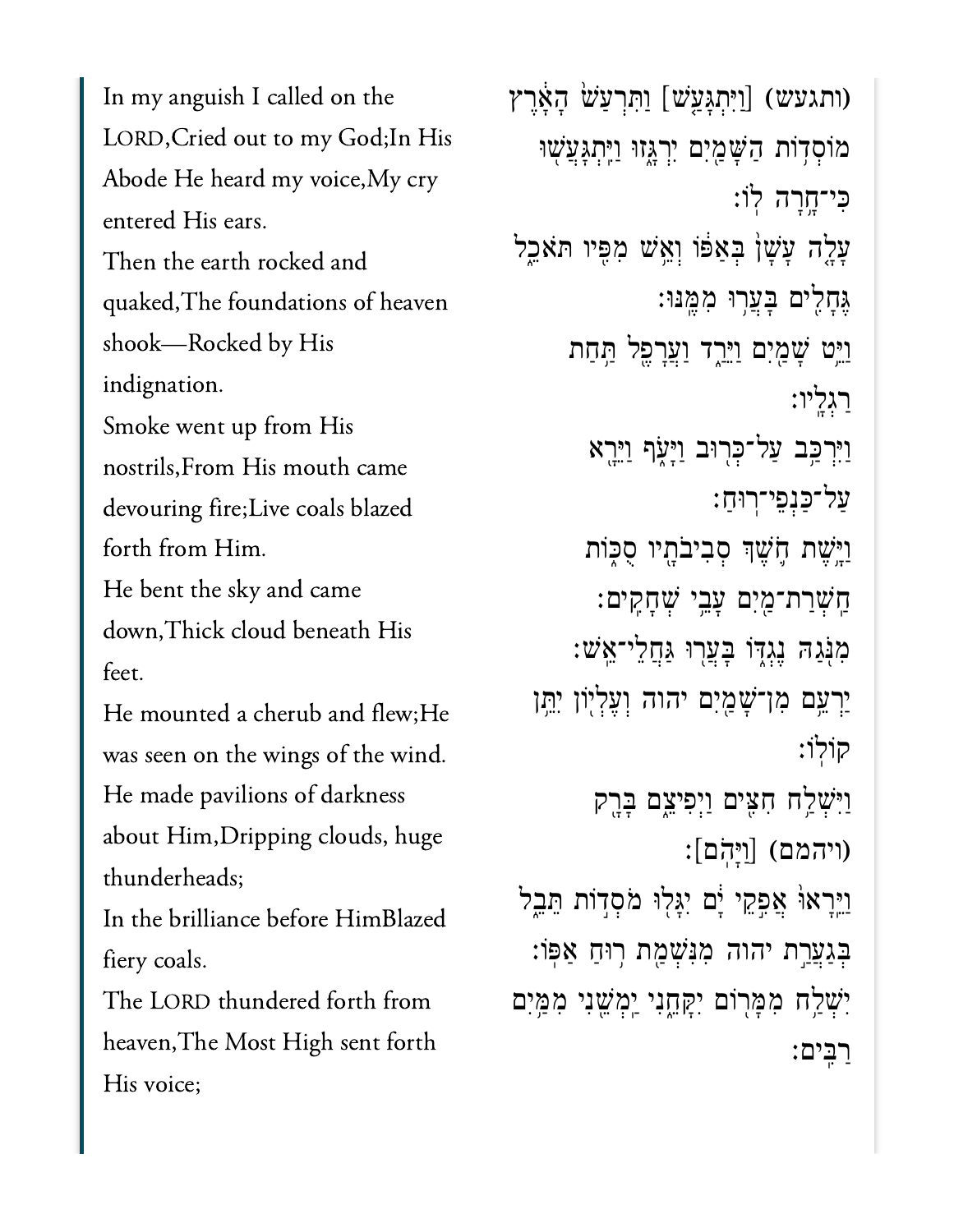In my anguish I called on the LORD,Cried out to my God;In His Abode He heard my voice,My cry entered His ears.

Then the earth rocked and quaked,The foundations of heaven shook—Rocked by His indignation.

Smoke went up from His nostrils,From His mouth came devouring fire;Live coals blazed forth from Him.

He bent the sky and came down,Thick cloud beneath His feet.

He mounted a cherub and flew;He was seen on the wings of the wind.

He made pavilions of darkness about Him,Dripping clouds, huge thunderheads;

In the brilliance before HimBlazed fiery coals.

The LORD thundered forth from heaven,The Most High sent forth His voice;

(ותגעש) [וַיִּתְגָּעַשׁ] וַתִּרְעַשׁ הָאָרֶץ מוֹסְדוֹת הַשָּׁמַיִם יִרְגָּזוּ וַיִּתְגָּעֲשׁוּ כִּי־חָרָה לוֹ׃

עָלָה עָשָׁן בְּאַפּוֹ וְאֵשׁ מִפִּיו תֹּאכֵל גֶּחָלִים בָּעֲרוּ מִמֶּנּוּ׃

וַיֵּט שָׁמַיִם וַיֵּרַד וַעֲרָפֶל תַּחַת רַגְלָיו׃

וַיִּרְכַּב עַל־כְּרוּב וַיָּעֹף וַיֵּרָא עַל־כַּנְפֵי־רוּחַ׃

וַיָּשֶׁת חֹשֶׁךְ סְבִיבֹתָיו סֻכּוֹת חַשְׁרַת־מַיִם עָבֵי שְׁחָקִים׃

מִנֹּגַהּ נֶגְדּוֹ בָּעֲרוּ גַּחֲלֵי־אֵשׁ׃

יַרְעֵם מִן־שָׁמַיִם יהוה וְעֶלְיוֹן יִתֵּן קוֹלוֹ׃

וַיִּשְׁלַח חִצִּים וַיְפִיצֵם בָּרָק (ויהמם) [וַיָּהֹם]׃

וַיֵּרָאוּ אֲפִקֵי יָם יִגָּלוּ מֹסְדוֹת תֵּבֵל בְּגַעֲרַת יהוה מִנִּשְׁמַת רוּחַ אַפּוֹ׃

יִשְׁלַח מִמָּרוֹם יִקָּחֵנִי יַמְשֵׁנִי מִמַּיִם רַבִּים׃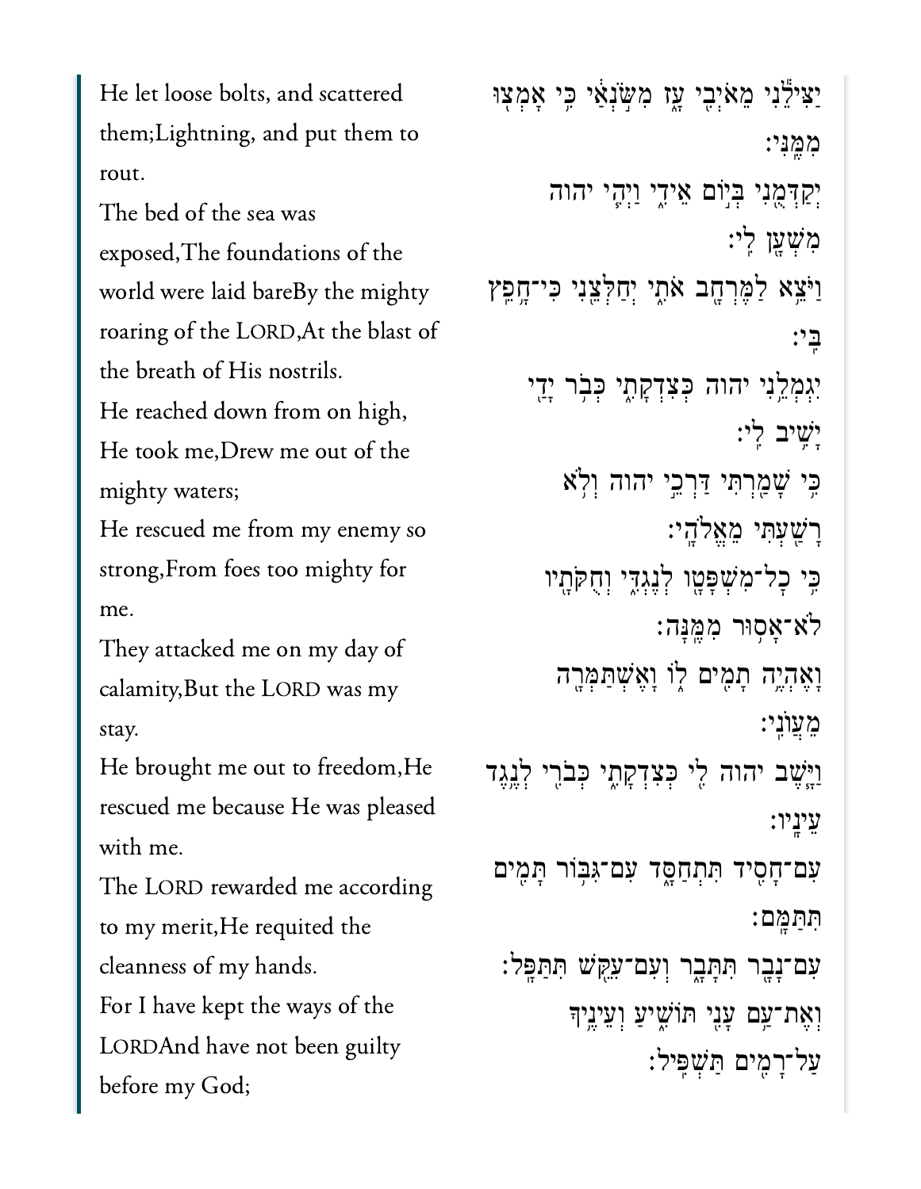He let loose bolts, and scattered them;Lightning, and put them to rout.

The bed of the sea was exposed,The foundations of the world were laid bareBy the mighty roaring of the LORD,At the blast of the breath of His nostrils.

He reached down from on high, He took me,Drew me out of the mighty waters;

He rescued me from my enemy so strong,From foes too mighty for me.

They attacked me on my day of calamity,But the LORD was my stay.

He brought me out to freedom,He rescued me because He was pleased with me.

The LORD rewarded me according to my merit,He requited the cleanness of my hands.

For I have kept the ways of the LORDAnd have not been guilty before my God;

יַצִּילֵ֕נִי מֵאֹיְבִ֖י עָ֑ז מִשֹּׂ֣נְאַ֔י כִּ֥י אָמְצ֖וּ מִמֶּֽנִּי׃

יְקַדְּמֻ֖נִי בְּי֣וֹם אֵידִ֑י וַיְהִ֧י יהוה מִשְׁעָ֛ן לִֽי׃

וַיֹּצֵ֥א לַמֶּרְחָ֖ב אֹתִ֑י יְחַלְּצֵ֖נִי כִּֽי־חָ֥פֵֽץ בִּֽי׃

יִגְמְלֵ֥נִי יהוה כְּצִדְקָתִ֑י כְּבֹ֥ר יָדַ֖י יָשִׁ֥יב לִֽי׃

כִּ֥י שָׁמַ֖רְתִּי דַּרְכֵ֣י יהוה וְלֹ֥א רָשַׁ֖עְתִּי מֵאֱלֹהָֽי׃

כִּ֥י כָל־מִשְׁפָּטָ֖ו לְנֶגְדִּ֑י וְחֻקֹּתָ֖יו לֹא־אָס֥וּר מִמֶּֽנָּה׃

וָאֶהְיֶ֥ה תָמִ֖ים ל֑וֹ וָאֶשְׁתַּמְּרָ֖ה מֵעֲוֺנִֽי׃

וַיָּ֧שֶׁב יהוה לִ֖י כְּצִדְקָתִ֑י כְּבֹרִ֖י לְנֶ֥גֶד עֵינָֽיו׃

עִם־חָסִ֖יד תִּתְחַסָּ֑ד עִם־גִּבּ֥וֹר תָּמִ֖ים תִּתַּמָּֽם׃

עִם־נָבָ֖ר תִּתָּבָ֑ר וְעִם־עִקֵּ֖שׁ תִּתַּפָּֽל׃

וְאֶת־עַ֥ם עָנִ֖י תּוֹשִׁ֑יעַ וְעֵינֶ֖יךָ עַל־רָמִ֥ים תַּשְׁפִּֽיל׃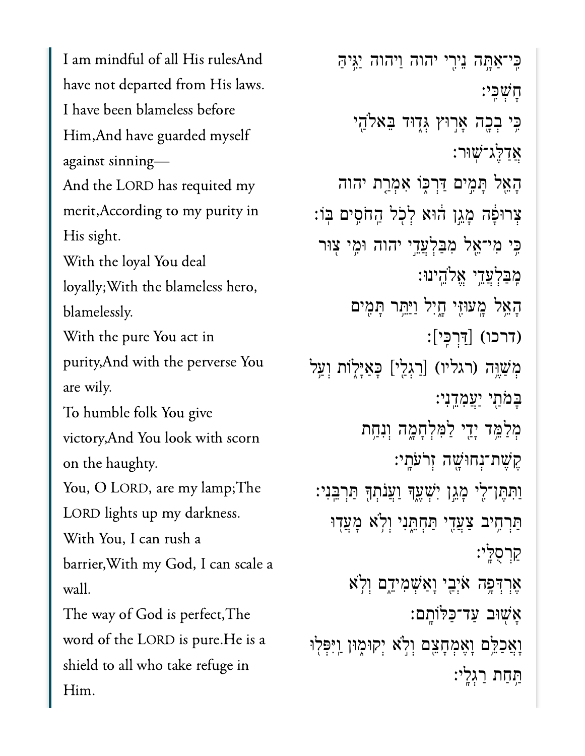I am mindful of all His rulesAnd have not departed from His laws.
I have been blameless before Him,And have guarded myself against sinning—
And the LORD has requited my merit,According to my purity in His sight.
With the loyal You deal loyally;With the blameless hero, blamelessly.
With the pure You act in purity,And with the perverse You are wily.
To humble folk You give victory,And You look with scorn on the haughty.
You, O LORD, are my lamp;The LORD lights up my darkness.
With You, I can rush a barrier,With my God, I can scale a wall.
The way of God is perfect,The word of the LORD is pure.He is a shield to all who take refuge in Him.

כִּֽי־אַתָּ֥ה נֵירִ֖י יהוה וַיהוה יַגִּ֥יהַּ חׇשְׁכִּֽי׃
כִּ֥י בְכָ֖ה אָר֣וּץ גְּד֑וּד בֵּאלֹהַ֖י אֲדַלֶּג־שֽׁוּר׃
הָאֵ֖ל תָּמִ֣ים דַּרְכּ֑וֹ אִמְרַ֤ת יהוה צְרוּפָ֔ה מָגֵ֣ן ה֔וּא לְכֹ֖ל הַחֹסִ֥ים בּֽוֹ׃
כִּ֥י מִי־אֵ֖ל מִבַּלְעֲדֵ֣י יהוה וּמִ֥י צ֖וּר מִבַּלְעֲדֵ֥י אֱלֹהֵֽינוּ׃
הָאֵ֖ל מָעוּזִּ֣י חָ֑יִל וַיַּתֵּ֥ר תָּמִ֖ים (דרכו) [דַּרְכִּֽי]׃
מְשַׁוֶּ֥ה (רגליו) [רַגְלַ֖י] כָּאַיָּל֑וֹת וְעַ֥ל בָּמֹתַ֖י יַעֲמִדֵֽנִי׃
מְלַמֵּ֥ד יָדַ֖י לַמִּלְחָמָ֑ה וְנִחַ֥ת קֶֽשֶׁת־נְחוּשָׁ֖ה זְרֹעֹתָֽי׃
וַתִּתֶּן־לִ֖י מָגֵ֣ן יִשְׁעֶ֑ךָ וַעֲנֹתְךָ֖ תַּרְבֵּֽנִי׃
תַּרְחִ֥יב צַעֲדִ֖י תַּחְתֵּ֑נִי וְלֹ֥א מָעֲד֖וּ קַרְסֻלָּֽי׃
אֶרְדְּפָ֥ה אֹיְבַ֖י וָאַשְׁמִידֵ֑ם וְלֹ֥א אָשׁ֖וּב עַד־כַּלּוֹתָֽם׃
וָאֲכַלֵּ֥ם וָאֶמְחָצֵ֖ם וְלֹ֣א יְקוּמ֑וּן וַֽיִּפְּל֖וּ תַּ֥חַת רַגְלָֽי׃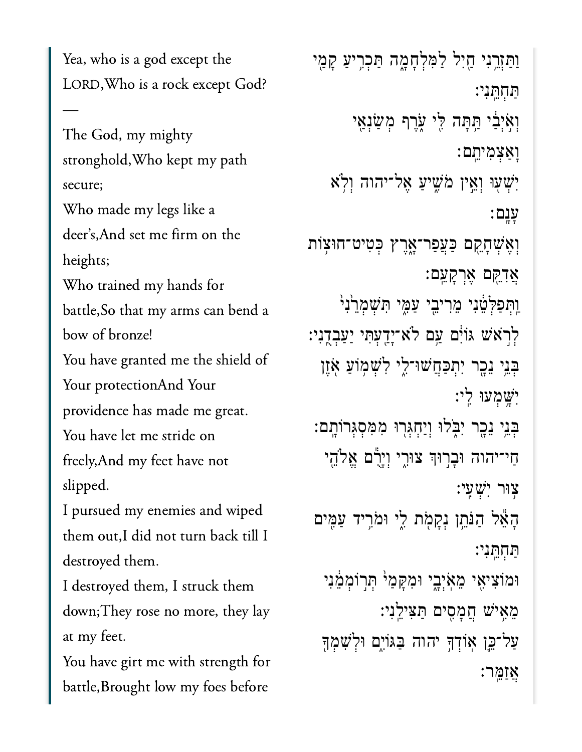Yea, who is a god except the LORD,Who is a rock except God?

—

The God, my mighty stronghold,Who kept my path secure;

Who made my legs like a deer's,And set me firm on the heights;

Who trained my hands for battle,So that my arms can bend a bow of bronze!

You have granted me the shield of Your protectionAnd Your providence has made me great.

You have let me stride on freely,And my feet have not slipped.

I pursued my enemies and wiped them out,I did not turn back till I destroyed them.

I destroyed them, I struck them down;They rose no more, they lay at my feet.

You have girt me with strength for battle,Brought low my foes before

וַתַּזְרֵ֥נִי חַ֖יִל לַמִּלְחָמָ֑ה תַּכְרִ֥יעַ קָמַ֖י תַּחְתֵּֽנִי׃

וְאֹ֣יְבַ֔י תַּ֥תָּה לִּ֖י עֹ֑רֶף מְשַׂנְאַ֖י וָאַצְמִיתֵֽם׃

יִשְׁע֖וּ וְאֵ֣ין מֹשִׁ֑יעַ אֶל־יהוה וְלֹ֥א עָנָֽם׃

וְאֶשְׁחָקֵ֖ם כַּעֲפַר־אָ֑רֶץ כְּטִיט־חוּצ֥וֹת אֲדִקֵּ֖ם אֶרְקָעֵֽם׃

וַתְּפַלְּטֵ֔נִי מֵרִיבֵ֖י עַמִּ֑י תִּשְׁמְרֵ֙נִי֙ לְרֹ֣אשׁ גּוֹיִ֔ם עַ֥ם לֹא־יָדַ֖עְתִּי יַעַבְדֻֽנִי׃

בְּנֵ֥י נֵכָ֖ר יִתְכַּחֲשׁוּ־לִ֑י לִשְׁמ֥וֹעַ אֹ֖זֶן יִשָּׁ֥מְעוּ לִֽי׃

בְּנֵ֥י נֵכָ֖ר יִבֹּ֑לוּ וְיַחְגְּר֖וּ מִמִּסְגְּרוֹתָֽם׃

חַי־יהוה וּבָר֣וּךְ צוּרִ֑י וְיָרֻ֕ם אֱלֹהֵ֖י צ֥וּר יִשְׁעִֽי׃

הָאֵ֕ל הַנֹּתֵ֥ן נְקָמֹ֖ת לִ֑י וּמֹרִ֥יד עַמִּ֖ים תַּחְתֵּֽנִי׃

וּמוֹצִיאִ֖י מֵאֹיְבָ֑י וּמִקָּמַי֙ תְּר֣וֹמְמֵ֔נִי מֵאִ֥ישׁ חֲמָסִ֖ים תַּצִּילֵֽנִי׃

עַל־כֵּ֛ן אוֹדְךָ֥ יהוה בַּגּוֹיִ֑ם וּלְשִׁמְךָ֖ אֲזַמֵּֽר׃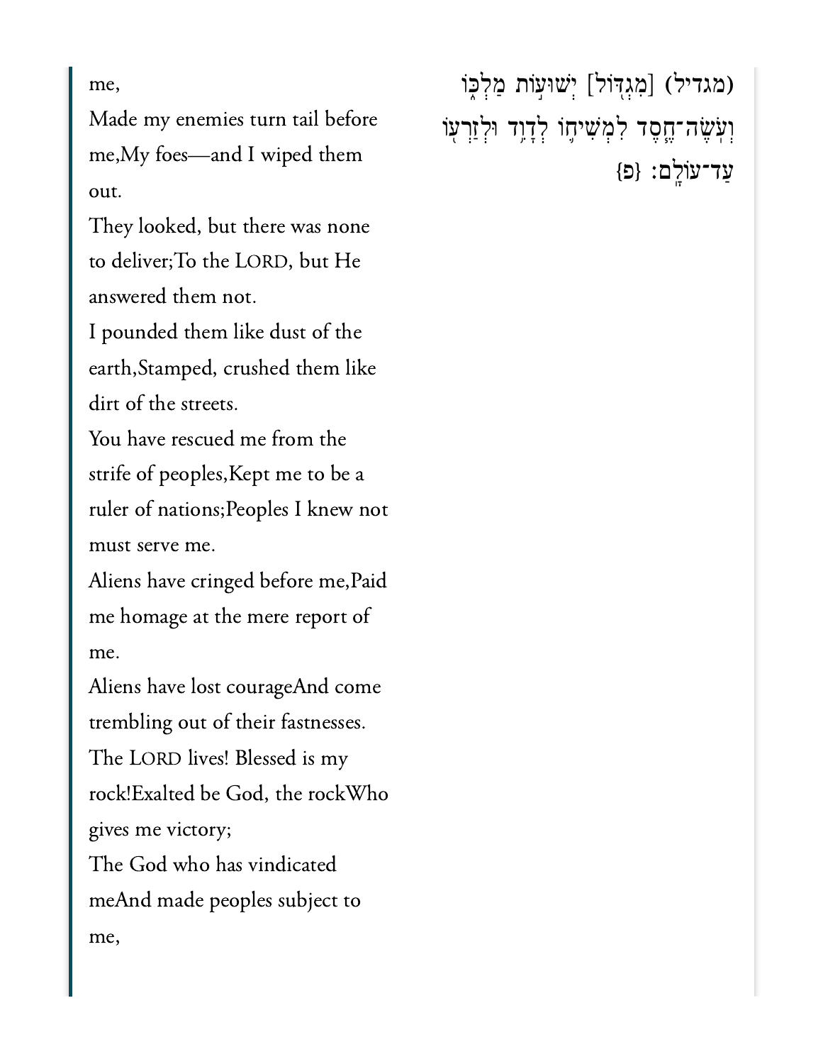me,

Made my enemies turn tail before me,My foes—and I wiped them out.

They looked, but there was none to deliver;To the LORD, but He answered them not.

I pounded them like dust of the earth,Stamped, crushed them like dirt of the streets.

You have rescued me from the strife of peoples,Kept me to be a ruler of nations;Peoples I knew not must serve me.

Aliens have cringed before me,Paid me homage at the mere report of me.

Aliens have lost courageAnd come trembling out of their fastnesses.

The LORD lives! Blessed is my rock!Exalted be God, the rockWho gives me victory;

The God who has vindicated meAnd made peoples subject to me,

(מגדיל) [מִגְדּ֖וֹל] יְשׁוּע֣וֹת מַלְכּ֑וֹ וְעֹֽשֶׂה־חֶ֧סֶד לִמְשִׁיח֛וֹ לְדָוִ֥ד וּלְזַרְע֖וֹ עַד־עוֹלָֽם׃ {פ}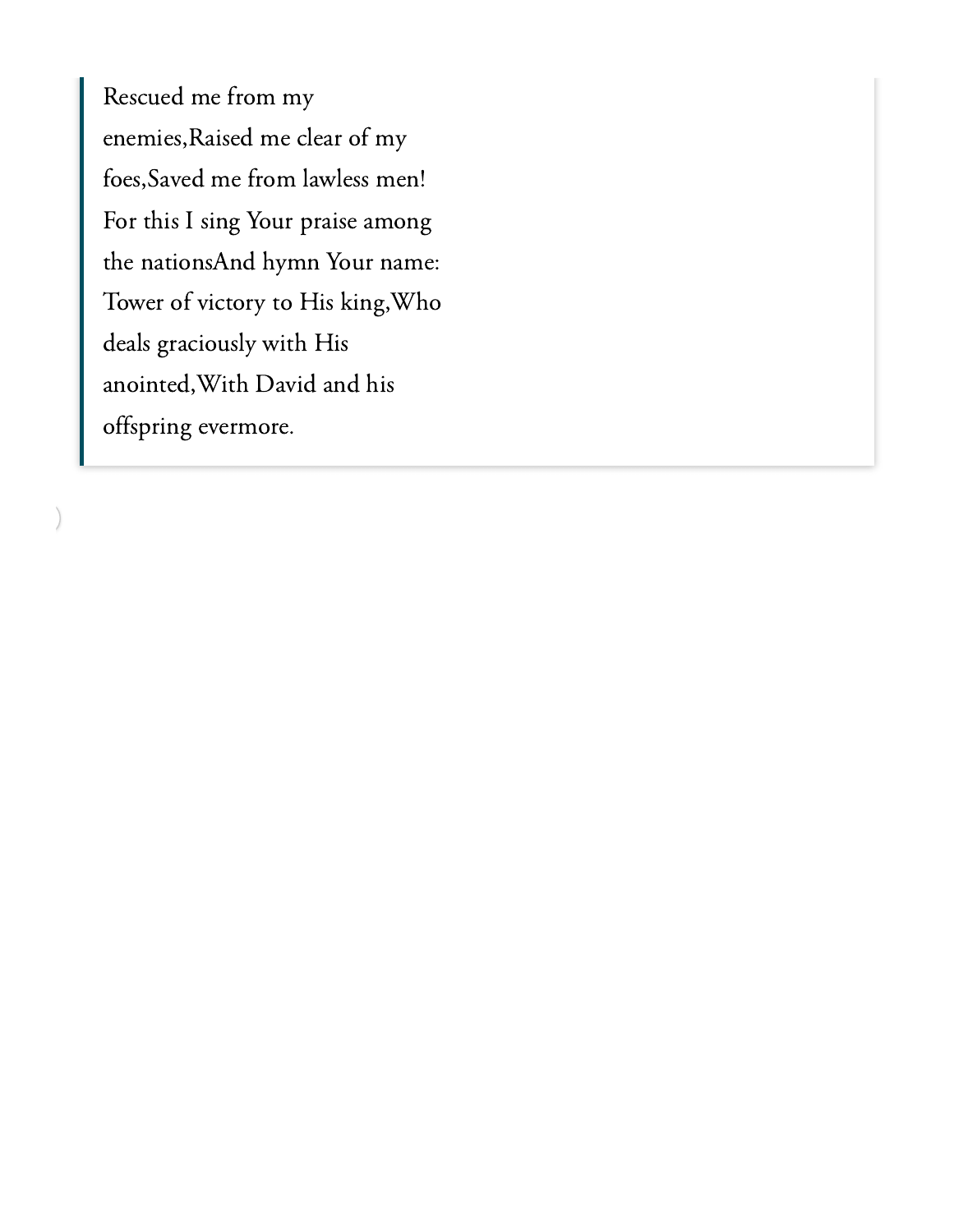> Rescued me from my enemies,Raised me clear of my foes,Saved me from lawless men! For this I sing Your praise among the nationsAnd hymn Your name: Tower of victory to His king,Who deals graciously with His anointed,With David and his offspring evermore.